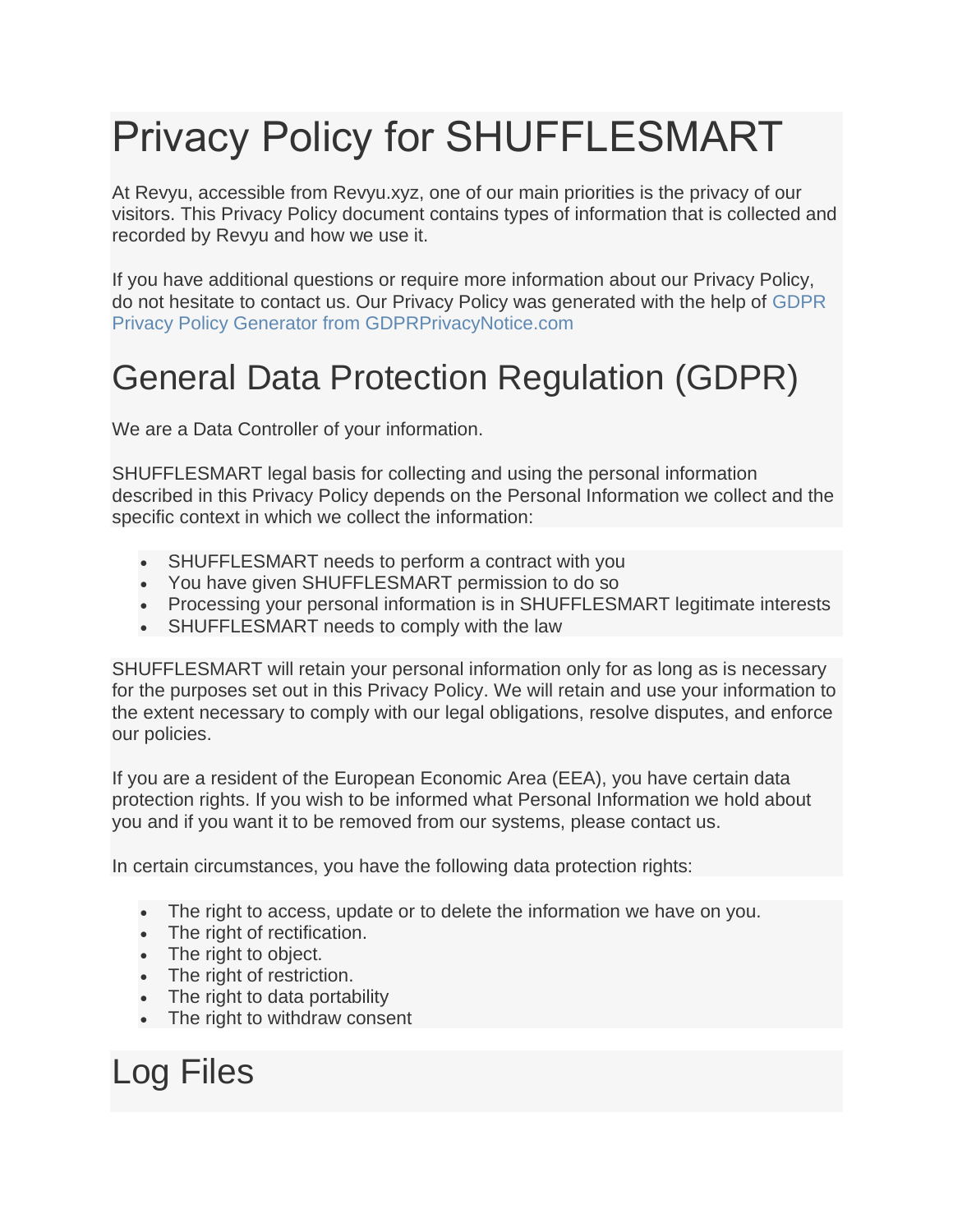# Privacy Policy for SHUFFLESMART

At Revyu, accessible from Revyu.xyz, one of our main priorities is the privacy of our visitors. This Privacy Policy document contains types of information that is collected and recorded by Revyu and how we use it.

If you have additional questions or require more information about our Privacy Policy, do not hesitate to contact us. Our Privacy Policy was generated with the help of GDPR Privacy Policy Generator from GDPRPrivacyNotice.com

# General Data Protection Regulation (GDPR)

We are a Data Controller of your information.

SHUFFLESMART legal basis for collecting and using the personal information described in this Privacy Policy depends on the Personal Information we collect and the specific context in which we collect the information:

- SHUFFLESMART needs to perform a contract with you
- You have given SHUFFLESMART permission to do so
- Processing your personal information is in SHUFFLESMART legitimate interests
- SHUFFLESMART needs to comply with the law

SHUFFLESMART will retain your personal information only for as long as is necessary for the purposes set out in this Privacy Policy. We will retain and use your information to the extent necessary to comply with our legal obligations, resolve disputes, and enforce our policies.

If you are a resident of the European Economic Area (EEA), you have certain data protection rights. If you wish to be informed what Personal Information we hold about you and if you want it to be removed from our systems, please contact us.

In certain circumstances, you have the following data protection rights:

- The right to access, update or to delete the information we have on you.
- The right of rectification.
- The right to object.
- The right of restriction.
- The right to data portability
- The right to withdraw consent

# Log Files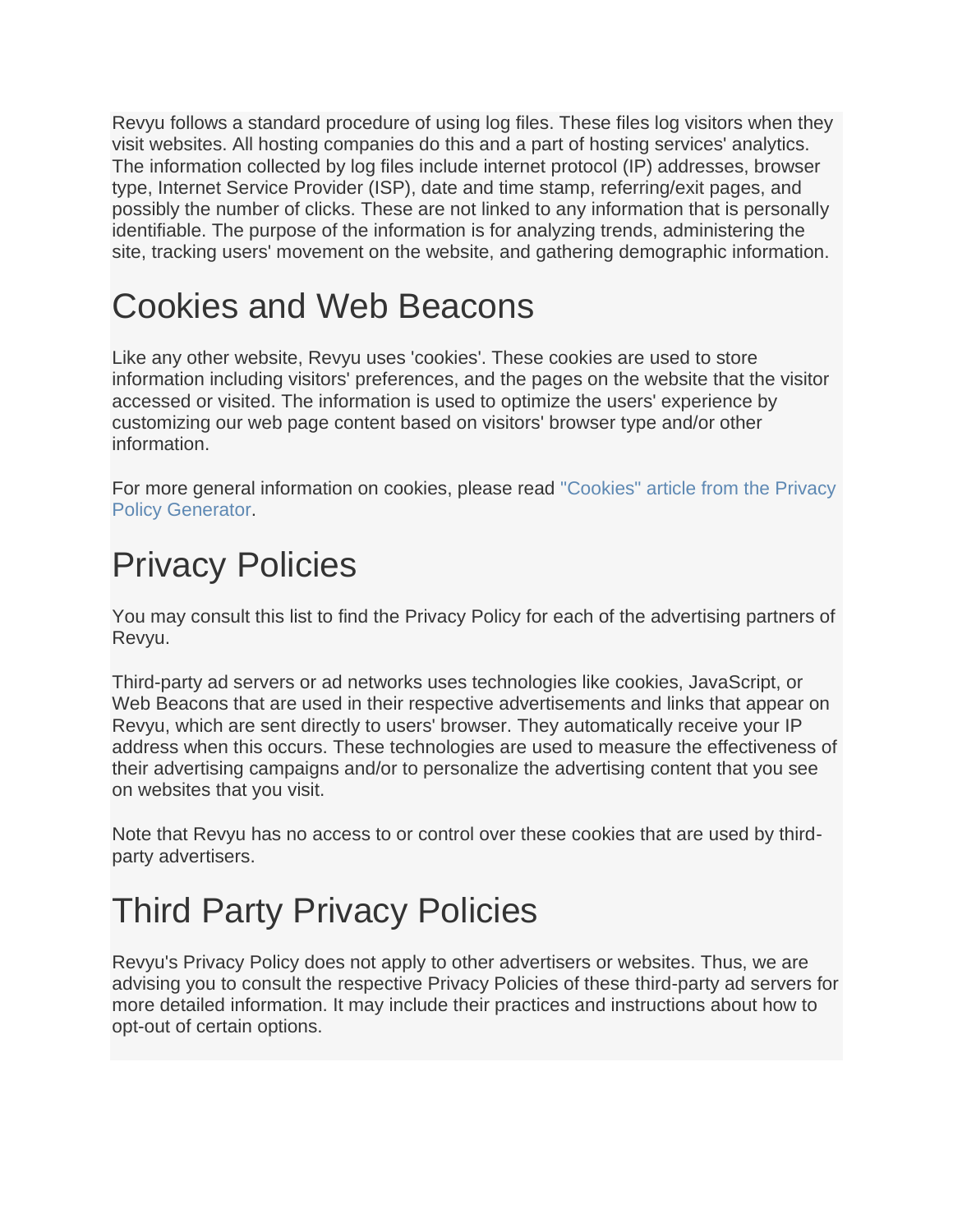Revyu follows a standard procedure of using log files. These files log visitors when they visit websites. All hosting companies do this and a part of hosting services' analytics. The information collected by log files include internet protocol (IP) addresses, browser type, Internet Service Provider (ISP), date and time stamp, referring/exit pages, and possibly the number of clicks. These are not linked to any information that is personally identifiable. The purpose of the information is for analyzing trends, administering the site, tracking users' movement on the website, and gathering demographic information.

# Cookies and Web Beacons

Like any other website, Revyu uses 'cookies'. These cookies are used to store information including visitors' preferences, and the pages on the website that the visitor accessed or visited. The information is used to optimize the users' experience by customizing our web page content based on visitors' browser type and/or other information.

For more general information on cookies, please read "Cookies" article from the Privacy Policy Generator.

# Privacy Policies

You may consult this list to find the Privacy Policy for each of the advertising partners of Revyu.

Third-party ad servers or ad networks uses technologies like cookies, JavaScript, or Web Beacons that are used in their respective advertisements and links that appear on Revyu, which are sent directly to users' browser. They automatically receive your IP address when this occurs. These technologies are used to measure the effectiveness of their advertising campaigns and/or to personalize the advertising content that you see on websites that you visit.

Note that Revyu has no access to or control over these cookies that are used by third-party advertisers.

# Third Party Privacy Policies

Revyu's Privacy Policy does not apply to other advertisers or websites. Thus, we are advising you to consult the respective Privacy Policies of these third-party ad servers for more detailed information. It may include their practices and instructions about how to opt-out of certain options.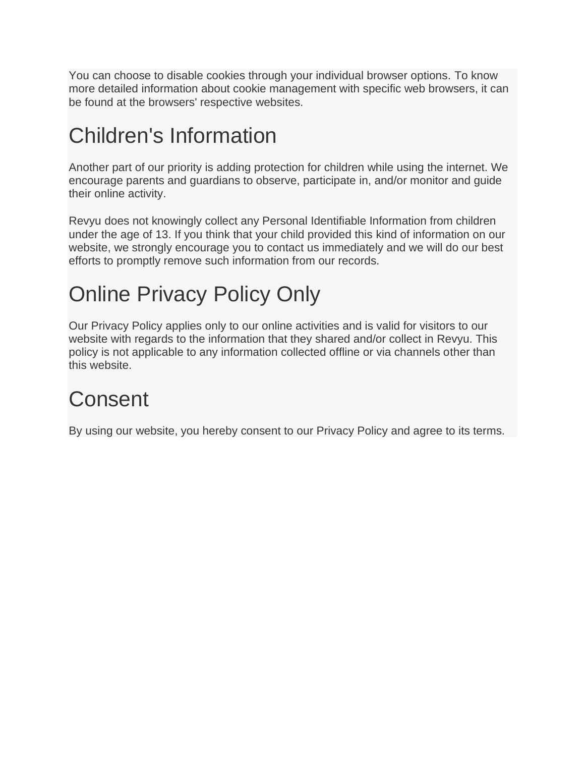You can choose to disable cookies through your individual browser options. To know more detailed information about cookie management with specific web browsers, it can be found at the browsers' respective websites.

## Children's Information

Another part of our priority is adding protection for children while using the internet. We encourage parents and guardians to observe, participate in, and/or monitor and guide their online activity.

Revyu does not knowingly collect any Personal Identifiable Information from children under the age of 13. If you think that your child provided this kind of information on our website, we strongly encourage you to contact us immediately and we will do our best efforts to promptly remove such information from our records.

## Online Privacy Policy Only

Our Privacy Policy applies only to our online activities and is valid for visitors to our website with regards to the information that they shared and/or collect in Revyu. This policy is not applicable to any information collected offline or via channels other than this website.

## Consent

By using our website, you hereby consent to our Privacy Policy and agree to its terms.